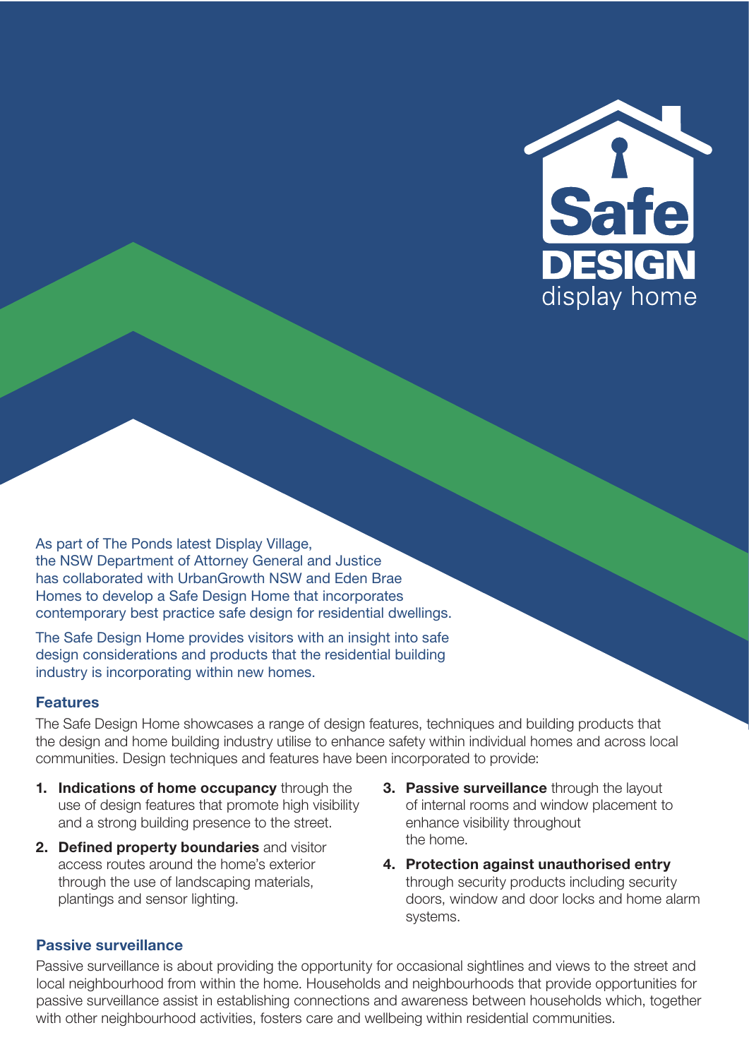# Safe DESIGN display home

As part of The Ponds latest Display Village, the NSW Department of Attorney General and Justice has collaborated with UrbanGrowth NSW and Eden Brae Homes to develop a Safe Design Home that incorporates contemporary best practice safe design for residential dwellings.

The Safe Design Home provides visitors with an insight into safe design considerations and products that the residential building industry is incorporating within new homes.

## Features

The Safe Design Home showcases a range of design features, techniques and building products that the design and home building industry utilise to enhance safety within individual homes and across local communities. Design techniques and features have been incorporated to provide:

1. **Indications of home occupancy** through the use of design features that promote high visibility and a strong building presence to the street.
2. **Defined property boundaries** and visitor access routes around the home's exterior through the use of landscaping materials, plantings and sensor lighting.
3. **Passive surveillance** through the layout of internal rooms and window placement to enhance visibility throughout the home.
4. **Protection against unauthorised entry** through security products including security doors, window and door locks and home alarm systems.

## Passive surveillance

Passive surveillance is about providing the opportunity for occasional sightlines and views to the street and local neighbourhood from within the home. Households and neighbourhoods that provide opportunities for passive surveillance assist in establishing connections and awareness between households which, together with other neighbourhood activities, fosters care and wellbeing within residential communities.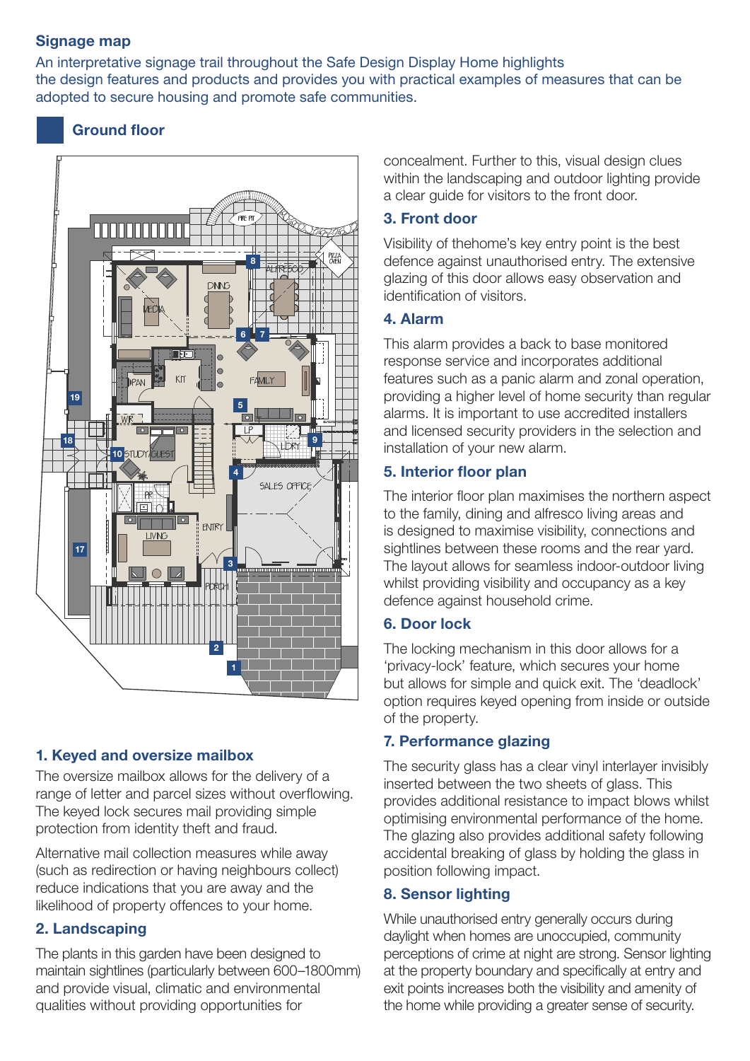## Signage map

An interpretative signage trail throughout the Safe Design Display Home highlights the design features and products and provides you with practical examples of measures that can be adopted to secure housing and promote safe communities.

### Ground floor

### 1. Keyed and oversize mailbox

The oversize mailbox allows for the delivery of a range of letter and parcel sizes without overflowing. The keyed lock secures mail providing simple protection from identity theft and fraud.

Alternative mail collection measures while away (such as redirection or having neighbours collect) reduce indications that you are away and the likelihood of property offences to your home.

### 2. Landscaping

The plants in this garden have been designed to maintain sightlines (particularly between 600–1800mm) and provide visual, climatic and environmental qualities without providing opportunities for concealment. Further to this, visual design clues within the landscaping and outdoor lighting provide a clear guide for visitors to the front door.

### 3. Front door

Visibility of thehome's key entry point is the best defence against unauthorised entry. The extensive glazing of this door allows easy observation and identification of visitors.

### 4. Alarm

This alarm provides a back to base monitored response service and incorporates additional features such as a panic alarm and zonal operation, providing a higher level of home security than regular alarms. It is important to use accredited installers and licensed security providers in the selection and installation of your new alarm.

### 5. Interior floor plan

The interior floor plan maximises the northern aspect to the family, dining and alfresco living areas and is designed to maximise visibility, connections and sightlines between these rooms and the rear yard. The layout allows for seamless indoor-outdoor living whilst providing visibility and occupancy as a key defence against household crime.

### 6. Door lock

The locking mechanism in this door allows for a 'privacy-lock' feature, which secures your home but allows for simple and quick exit. The 'deadlock' option requires keyed opening from inside or outside of the property.

### 7. Performance glazing

The security glass has a clear vinyl interlayer invisibly inserted between the two sheets of glass. This provides additional resistance to impact blows whilst optimising environmental performance of the home. The glazing also provides additional safety following accidental breaking of glass by holding the glass in position following impact.

### 8. Sensor lighting

While unauthorised entry generally occurs during daylight when homes are unoccupied, community perceptions of crime at night are strong. Sensor lighting at the property boundary and specifically at entry and exit points increases both the visibility and amenity of the home while providing a greater sense of security.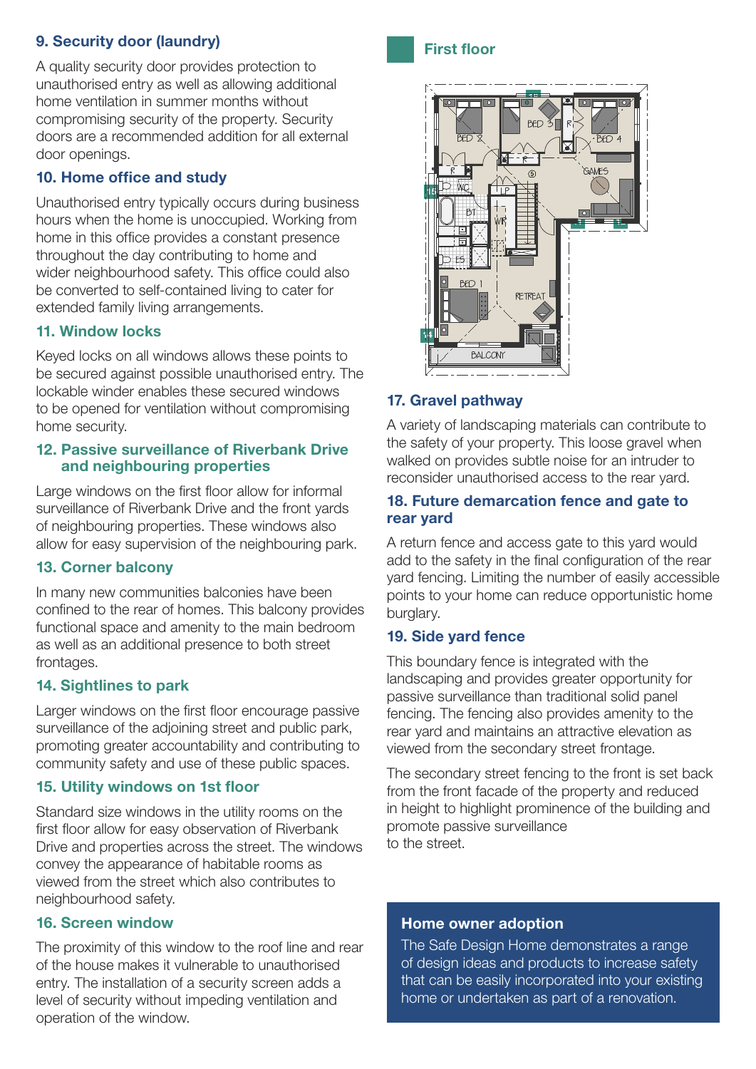### 9. Security door (laundry)

A quality security door provides protection to unauthorised entry as well as allowing additional home ventilation in summer months without compromising security of the property. Security doors are a recommended addition for all external door openings.

### 10. Home office and study

Unauthorised entry typically occurs during business hours when the home is unoccupied. Working from home in this office provides a constant presence throughout the day contributing to home and wider neighbourhood safety. This office could also be converted to self-contained living to cater for extended family living arrangements.

### 11. Window locks

Keyed locks on all windows allows these points to be secured against possible unauthorised entry. The lockable winder enables these secured windows to be opened for ventilation without compromising home security.

### 12. Passive surveillance of Riverbank Drive and neighbouring properties

Large windows on the first floor allow for informal surveillance of Riverbank Drive and the front yards of neighbouring properties. These windows also allow for easy supervision of the neighbouring park.

### 13. Corner balcony

In many new communities balconies have been confined to the rear of homes. This balcony provides functional space and amenity to the main bedroom as well as an additional presence to both street frontages.

### 14. Sightlines to park

Larger windows on the first floor encourage passive surveillance of the adjoining street and public park, promoting greater accountability and contributing to community safety and use of these public spaces.

### 15. Utility windows on 1st floor

Standard size windows in the utility rooms on the first floor allow for easy observation of Riverbank Drive and properties across the street. The windows convey the appearance of habitable rooms as viewed from the street which also contributes to neighbourhood safety.

### 16. Screen window

The proximity of this window to the roof line and rear of the house makes it vulnerable to unauthorised entry. The installation of a security screen adds a level of security without impeding ventilation and operation of the window.

## First floor

### 17. Gravel pathway

A variety of landscaping materials can contribute to the safety of your property. This loose gravel when walked on provides subtle noise for an intruder to reconsider unauthorised access to the rear yard.

### 18. Future demarcation fence and gate to rear yard

A return fence and access gate to this yard would add to the safety in the final configuration of the rear yard fencing. Limiting the number of easily accessible points to your home can reduce opportunistic home burglary.

### 19. Side yard fence

This boundary fence is integrated with the landscaping and provides greater opportunity for passive surveillance than traditional solid panel fencing. The fencing also provides amenity to the rear yard and maintains an attractive elevation as viewed from the secondary street frontage.

The secondary street fencing to the front is set back from the front facade of the property and reduced in height to highlight prominence of the building and promote passive surveillance to the street.

**Home owner adoption**

The Safe Design Home demonstrates a range of design ideas and products to increase safety that can be easily incorporated into your existing home or undertaken as part of a renovation.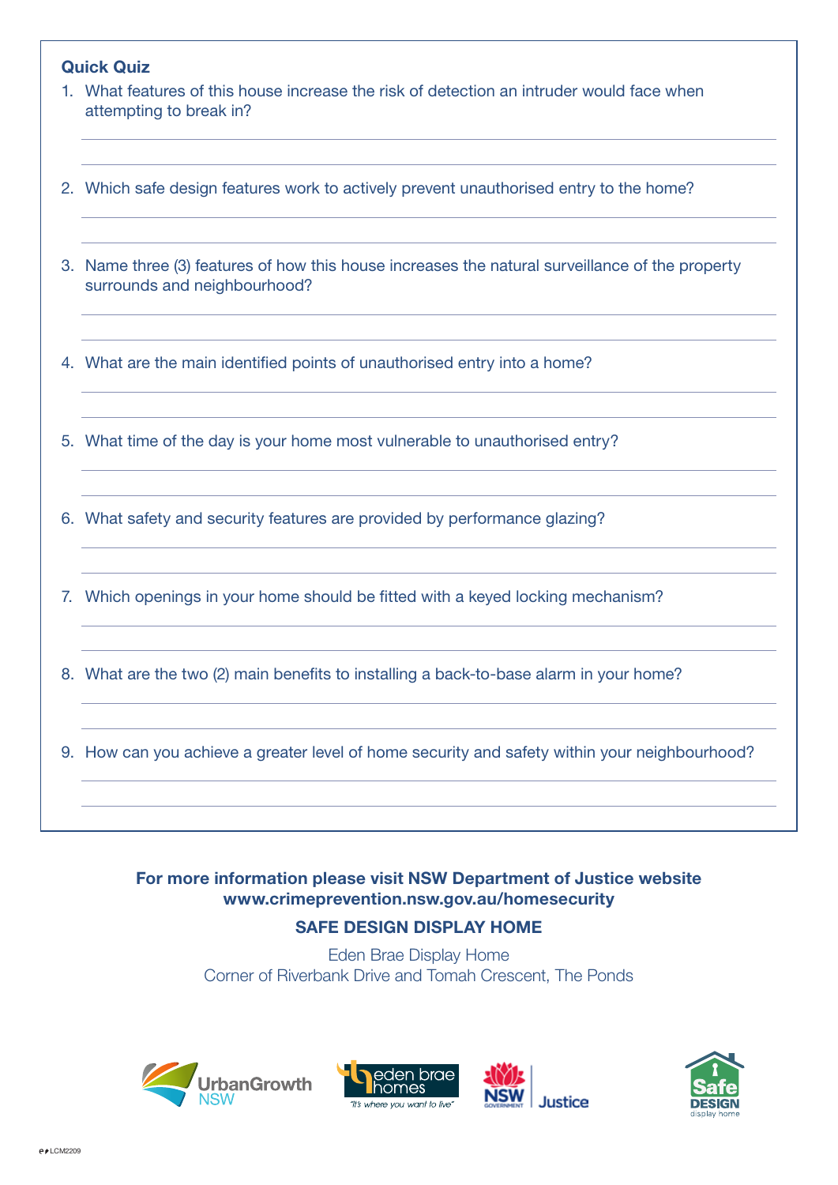## Quick Quiz

1. What features of this house increase the risk of detection an intruder would face when attempting to break in?

2. Which safe design features work to actively prevent unauthorised entry to the home?

3. Name three (3) features of how this house increases the natural surveillance of the property surrounds and neighbourhood?

4. What are the main identified points of unauthorised entry into a home?

5. What time of the day is your home most vulnerable to unauthorised entry?

6. What safety and security features are provided by performance glazing?

7. Which openings in your home should be fitted with a keyed locking mechanism?

8. What are the two (2) main benefits to installing a back-to-base alarm in your home?

9. How can you achieve a greater level of home security and safety within your neighbourhood?

**For more information please visit NSW Department of Justice website**
**www.crimeprevention.nsw.gov.au/homesecurity**

**SAFE DESIGN DISPLAY HOME**

Eden Brae Display Home
Corner of Riverbank Drive and Tomah Crescent, The Ponds

UrbanGrowth NSW

eden brae homes "It's where you want to live"

NSW Government Justice

Safe DESIGN display home

LCM2209